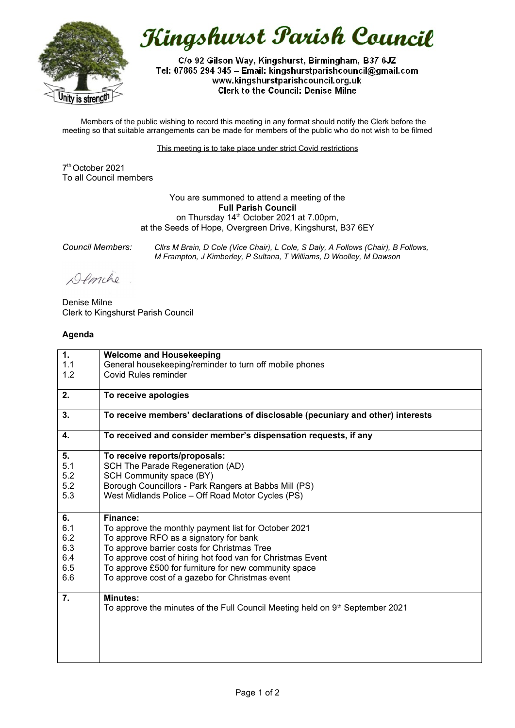# Kingshurst Parish Council

C/o 92 Gilson Way, Kingshurst, Birmingham, B37 6JZ
Tel: 07865 294 345 – Email: kingshurstparishcouncil@gmail.com
www.kingshurstparishcouncil.org.uk
Clerk to the Council: Denise Milne

Unity is strength

Members of the public wishing to record this meeting in any format should notify the Clerk before the meeting so that suitable arrangements can be made for members of the public who do not wish to be filmed

This meeting is to take place under strict Covid restrictions

7th October 2021
To all Council members

You are summoned to attend a meeting of the
**Full Parish Council**
on Thursday 14th October 2021 at 7.00pm,
at the Seeds of Hope, Overgreen Drive, Kingshurst, B37 6EY

*Council Members:* *Cllrs M Brain, D Cole (Vice Chair), L Cole, S Daly, A Follows (Chair), B Follows, M Frampton, J Kimberley, P Sultana, T Williams, D Woolley, M Dawson*

Denise Milne
Clerk to Kingshurst Parish Council

**Agenda**

| | |
|---|---|
| **1.** | **Welcome and Housekeeping** |
| 1.1 | General housekeeping/reminder to turn off mobile phones |
| 1.2 | Covid Rules reminder |
| **2.** | **To receive apologies** |
| **3.** | **To receive members' declarations of disclosable (pecuniary and other) interests** |
| **4.** | **To received and consider member's dispensation requests, if any** |
| **5.** | **To receive reports/proposals:** |
| 5.1 | SCH The Parade Regeneration (AD) |
| 5.2 | SCH Community space (BY) |
| 5.2 | Borough Councillors - Park Rangers at Babbs Mill (PS) |
| 5.3 | West Midlands Police – Off Road Motor Cycles (PS) |
| **6.** | **Finance:** |
| 6.1 | To approve the monthly payment list for October 2021 |
| 6.2 | To approve RFO as a signatory for bank |
| 6.3 | To approve barrier costs for Christmas Tree |
| 6.4 | To approve cost of hiring hot food van for Christmas Event |
| 6.5 | To approve £500 for furniture for new community space |
| 6.6 | To approve cost of a gazebo for Christmas event |
| **7.** | **Minutes:** |
| | To approve the minutes of the Full Council Meeting held on 9th September 2021 |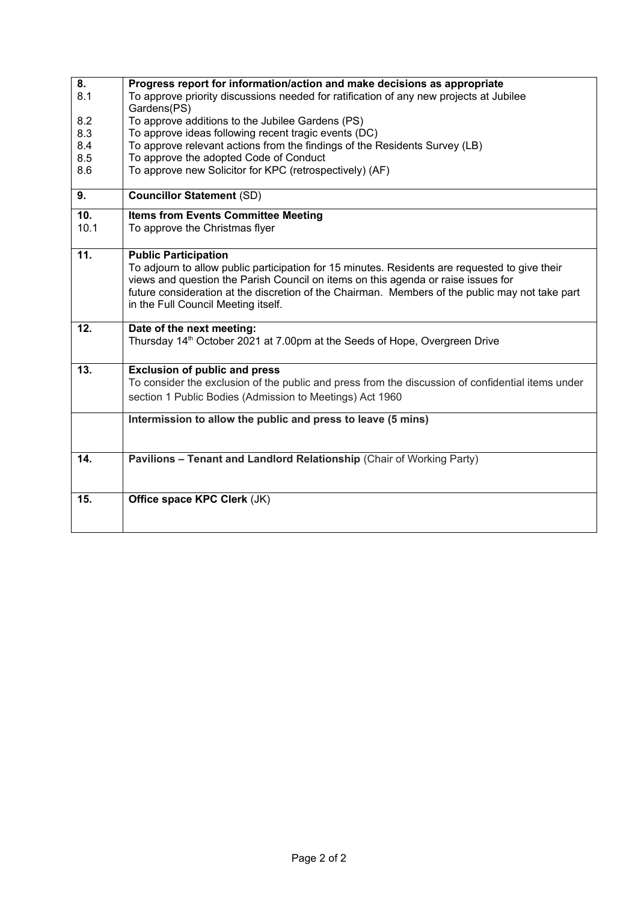| | |
|---|---|
| **8.** | **Progress report for information/action and make decisions as appropriate** |
| 8.1 | To approve priority discussions needed for ratification of any new projects at Jubilee Gardens(PS) |
| 8.2 | To approve additions to the Jubilee Gardens (PS) |
| 8.3 | To approve ideas following recent tragic events (DC) |
| 8.4 | To approve relevant actions from the findings of the Residents Survey (LB) |
| 8.5 | To approve the adopted Code of Conduct |
| 8.6 | To approve new Solicitor for KPC (retrospectively) (AF) |
| **9.** | **Councillor Statement** (SD) |
| **10.** | **Items from Events Committee Meeting** |
| 10.1 | To approve the Christmas flyer |
| **11.** | **Public Participation**<br>To adjourn to allow public participation for 15 minutes. Residents are requested to give their views and question the Parish Council on items on this agenda or raise issues for future consideration at the discretion of the Chairman. Members of the public may not take part in the Full Council Meeting itself. |
| **12.** | **Date of the next meeting:**<br>Thursday 14th October 2021 at 7.00pm at the Seeds of Hope, Overgreen Drive |
| **13.** | **Exclusion of public and press**<br>To consider the exclusion of the public and press from the discussion of confidential items under section 1 Public Bodies (Admission to Meetings) Act 1960 |
| | **Intermission to allow the public and press to leave (5 mins)** |
| **14.** | **Pavilions – Tenant and Landlord Relationship** (Chair of Working Party) |
| **15.** | **Office space KPC Clerk** (JK) |